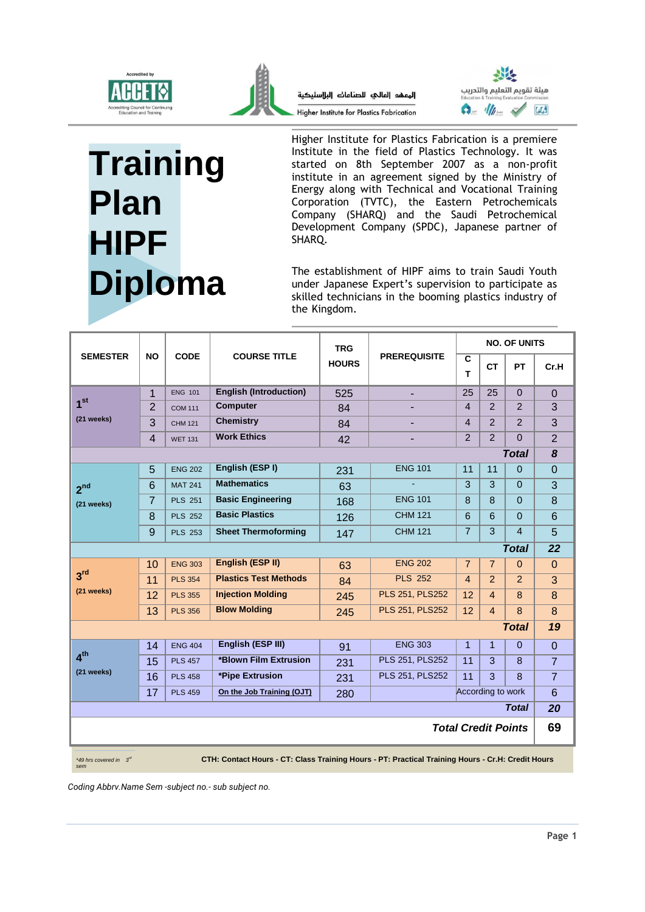Accredited by ACCET — Accrediting Council for Continuing Education and Training

المعهد العالي للصناعات البلاستيكية
Higher Institute for Plastics Fabrication

هيئة تقويم التعليم والتدريب
Education & Training Evaluation Commission

# Training Plan HIPF Diploma

Higher Institute for Plastics Fabrication is a premiere Institute in the field of Plastics Technology. It was started on 8th September 2007 as a non-profit institute in an agreement signed by the Ministry of Energy along with Technical and Vocational Training Corporation (TVTC), the Eastern Petrochemicals Company (SHARQ) and the Saudi Petrochemical Development Company (SPDC), Japanese partner of SHARQ.

The establishment of HIPF aims to train Saudi Youth under Japanese Expert's supervision to participate as skilled technicians in the booming plastics industry of the Kingdom.

| SEMESTER | NO | CODE | COURSE TITLE | TRG HOURS | PREREQUISITE | NO. OF UNITS | | | |
|---|---|---|---|---|---|---|---|---|---|
| | | | | | | CT | CT | PT | Cr.H |
| 1st (21 weeks) | 1 | ENG 101 | **English (Introduction)** | 525 | - | 25 | 25 | 0 | 0 |
| | 2 | COM 111 | **Computer** | 84 | - | 4 | 2 | 2 | 3 |
| | 3 | CHM 121 | **Chemistry** | 84 | - | 4 | 2 | 2 | 3 |
| | 4 | WET 131 | **Work Ethics** | 42 | - | 2 | 2 | 0 | 2 |
| | | | | | | | | ***Total*** | ***8*** |
| 2nd (21 weeks) | 5 | ENG 202 | **English (ESP I)** | 231 | ENG 101 | 11 | 11 | 0 | 0 |
| | 6 | MAT 241 | **Mathematics** | 63 | - | 3 | 3 | 0 | 3 |
| | 7 | PLS 251 | **Basic Engineering** | 168 | ENG 101 | 8 | 8 | 0 | 8 |
| | 8 | PLS 252 | **Basic Plastics** | 126 | CHM 121 | 6 | 6 | 0 | 6 |
| | 9 | PLS 253 | **Sheet Thermoforming** | 147 | CHM 121 | 7 | 3 | 4 | 5 |
| | | | | | | | | ***Total*** | ***22*** |
| 3rd (21 weeks) | 10 | ENG 303 | **English (ESP II)** | 63 | ENG 202 | 7 | 7 | 0 | 0 |
| | 11 | PLS 354 | **Plastics Test Methods** | 84 | PLS 252 | 4 | 2 | 2 | 3 |
| | 12 | PLS 355 | **Injection Molding** | 245 | PLS 251, PLS252 | 12 | 4 | 8 | 8 |
| | 13 | PLS 356 | **Blow Molding** | 245 | PLS 251, PLS252 | 12 | 4 | 8 | 8 |
| | | | | | | | | ***Total*** | ***19*** |
| 4th (21 weeks) | 14 | ENG 404 | **English (ESP III)** | 91 | ENG 303 | 1 | 1 | 0 | 0 |
| | 15 | PLS 457 | **\*Blown Film Extrusion** | 231 | PLS 251, PLS252 | 11 | 3 | 8 | 7 |
| | 16 | PLS 458 | **\*Pipe Extrusion** | 231 | PLS 251, PLS252 | 11 | 3 | 8 | 7 |
| | 17 | PLS 459 | **On the Job Training (OJT)** | 280 | | According to work | | | 6 |
| | | | | | | | | ***Total*** | ***20*** |
| | | | | | | | | ***Total Credit Points*** | **69** |

*49 hrs covered in 3rd sem

**CTH: Contact Hours - CT: Class Training Hours - PT: Practical Training Hours - Cr.H: Credit Hours**

*Coding Abbrv.Name Sem -subject no.- sub subject no.*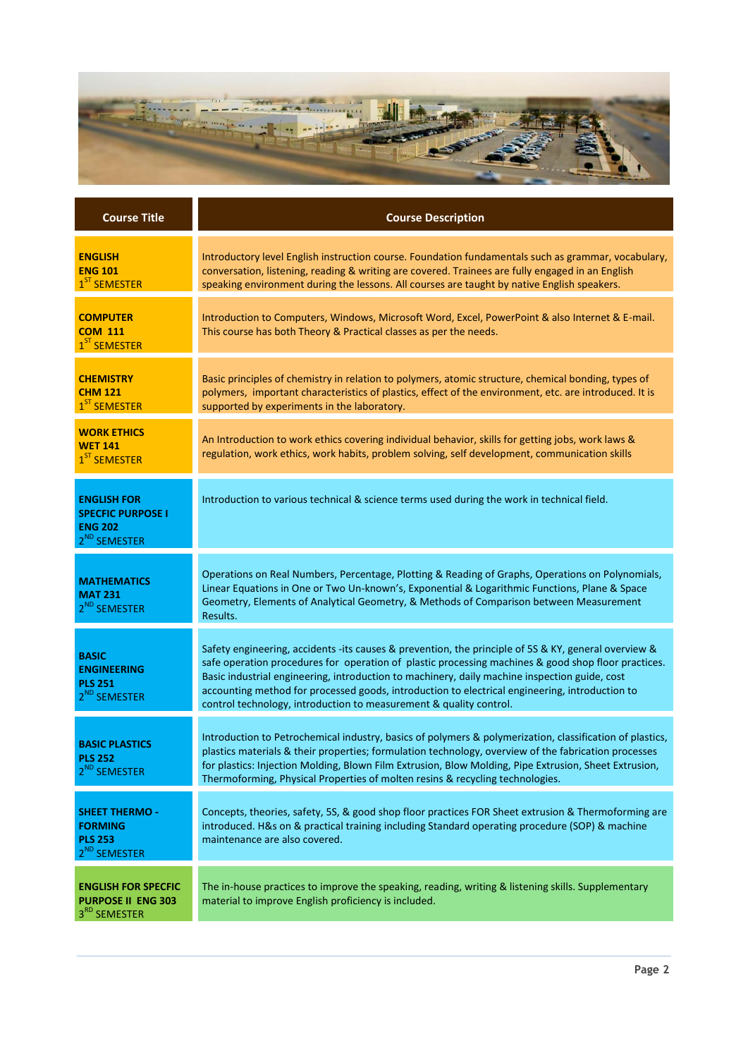| Course Title | Course Description |
| --- | --- |
| **ENGLISH ENG 101** 1ST SEMESTER | Introductory level English instruction course. Foundation fundamentals such as grammar, vocabulary, conversation, listening, reading & writing are covered. Trainees are fully engaged in an English speaking environment during the lessons. All courses are taught by native English speakers. |
| **COMPUTER COM 111** 1ST SEMESTER | Introduction to Computers, Windows, Microsoft Word, Excel, PowerPoint & also Internet & E-mail. This course has both Theory & Practical classes as per the needs. |
| **CHEMISTRY CHM 121** 1ST SEMESTER | Basic principles of chemistry in relation to polymers, atomic structure, chemical bonding, types of polymers, important characteristics of plastics, effect of the environment, etc. are introduced. It is supported by experiments in the laboratory. |
| **WORK ETHICS WET 141** 1ST SEMESTER | An Introduction to work ethics covering individual behavior, skills for getting jobs, work laws & regulation, work ethics, work habits, problem solving, self development, communication skills |
| **ENGLISH FOR SPECFIC PURPOSE I ENG 202** 2ND SEMESTER | Introduction to various technical & science terms used during the work in technical field. |
| **MATHEMATICS MAT 231** 2ND SEMESTER | Operations on Real Numbers, Percentage, Plotting & Reading of Graphs, Operations on Polynomials, Linear Equations in One or Two Un-known's, Exponential & Logarithmic Functions, Plane & Space Geometry, Elements of Analytical Geometry, & Methods of Comparison between Measurement Results. |
| **BASIC ENGINEERING PLS 251** 2ND SEMESTER | Safety engineering, accidents -its causes & prevention, the principle of 5S & KY, general overview & safe operation procedures for operation of plastic processing machines & good shop floor practices. Basic industrial engineering, introduction to machinery, daily machine inspection guide, cost accounting method for processed goods, introduction to electrical engineering, introduction to control technology, introduction to measurement & quality control. |
| **BASIC PLASTICS PLS 252** 2ND SEMESTER | Introduction to Petrochemical industry, basics of polymers & polymerization, classification of plastics, plastics materials & their properties; formulation technology, overview of the fabrication processes for plastics: Injection Molding, Blown Film Extrusion, Blow Molding, Pipe Extrusion, Sheet Extrusion, Thermoforming, Physical Properties of molten resins & recycling technologies. |
| **SHEET THERMO - FORMING PLS 253** 2ND SEMESTER | Concepts, theories, safety, 5S, & good shop floor practices FOR Sheet extrusion & Thermoforming are introduced. H&s on & practical training including Standard operating procedure (SOP) & machine maintenance are also covered. |
| **ENGLISH FOR SPECFIC PURPOSE II ENG 303** 3RD SEMESTER | The in-house practices to improve the speaking, reading, writing & listening skills. Supplementary material to improve English proficiency is included. |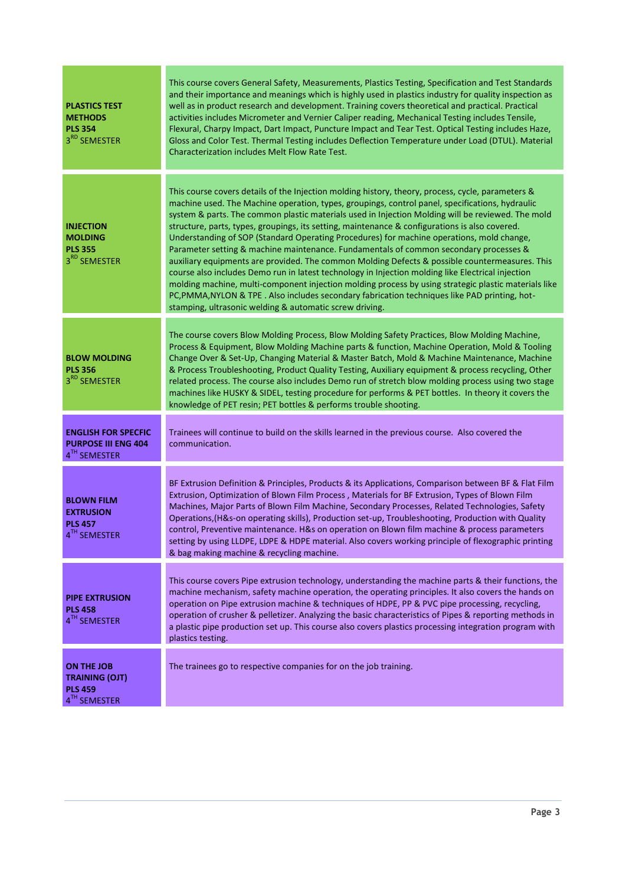| | |
|---|---|
| **PLASTICS TEST METHODS PLS 354** 3RD SEMESTER | This course covers General Safety, Measurements, Plastics Testing, Specification and Test Standards and their importance and meanings which is highly used in plastics industry for quality inspection as well as in product research and development. Training covers theoretical and practical. Practical activities includes Micrometer and Vernier Caliper reading, Mechanical Testing includes Tensile, Flexural, Charpy Impact, Dart Impact, Puncture Impact and Tear Test. Optical Testing includes Haze, Gloss and Color Test. Thermal Testing includes Deflection Temperature under Load (DTUL). Material Characterization includes Melt Flow Rate Test. |
| **INJECTION MOLDING PLS 355** 3RD SEMESTER | This course covers details of the Injection molding history, theory, process, cycle, parameters & machine used. The Machine operation, types, groupings, control panel, specifications, hydraulic system & parts. The common plastic materials used in Injection Molding will be reviewed. The mold structure, parts, types, groupings, its setting, maintenance & configurations is also covered. Understanding of SOP (Standard Operating Procedures) for machine operations, mold change, Parameter setting & machine maintenance. Fundamentals of common secondary processes & auxiliary equipments are provided. The common Molding Defects & possible countermeasures. This course also includes Demo run in latest technology in Injection molding like Electrical injection molding machine, multi-component injection molding process by using strategic plastic materials like PC,PMMA,NYLON & TPE . Also includes secondary fabrication techniques like PAD printing, hot-stamping, ultrasonic welding & automatic screw driving. |
| **BLOW MOLDING PLS 356** 3RD SEMESTER | The course covers Blow Molding Process, Blow Molding Safety Practices, Blow Molding Machine, Process & Equipment, Blow Molding Machine parts & function, Machine Operation, Mold & Tooling Change Over & Set-Up, Changing Material & Master Batch, Mold & Machine Maintenance, Machine & Process Troubleshooting, Product Quality Testing, Auxiliary equipment & process recycling, Other related process. The course also includes Demo run of stretch blow molding process using two stage machines like HUSKY & SIDEL, testing procedure for performs & PET bottles. In theory it covers the knowledge of PET resin; PET bottles & performs trouble shooting. |
| **ENGLISH FOR SPECFIC PURPOSE III ENG 404** 4TH SEMESTER | Trainees will continue to build on the skills learned in the previous course. Also covered the communication. |
| **BLOWN FILM EXTRUSION PLS 457** 4TH SEMESTER | BF Extrusion Definition & Principles, Products & its Applications, Comparison between BF & Flat Film Extrusion, Optimization of Blown Film Process , Materials for BF Extrusion, Types of Blown Film Machines, Major Parts of Blown Film Machine, Secondary Processes, Related Technologies, Safety Operations,(H&s-on operating skills), Production set-up, Troubleshooting, Production with Quality control, Preventive maintenance. H&s on operation on Blown film machine & process parameters setting by using LLDPE, LDPE & HDPE material. Also covers working principle of flexographic printing & bag making machine & recycling machine. |
| **PIPE EXTRUSION PLS 458** 4TH SEMESTER | This course covers Pipe extrusion technology, understanding the machine parts & their functions, the machine mechanism, safety machine operation, the operating principles. It also covers the hands on operation on Pipe extrusion machine & techniques of HDPE, PP & PVC pipe processing, recycling, operation of crusher & pelletizer. Analyzing the basic characteristics of Pipes & reporting methods in a plastic pipe production set up. This course also covers plastics processing integration program with plastics testing. |
| **ON THE JOB TRAINING (OJT) PLS 459** 4TH SEMESTER | The trainees go to respective companies for on the job training. |